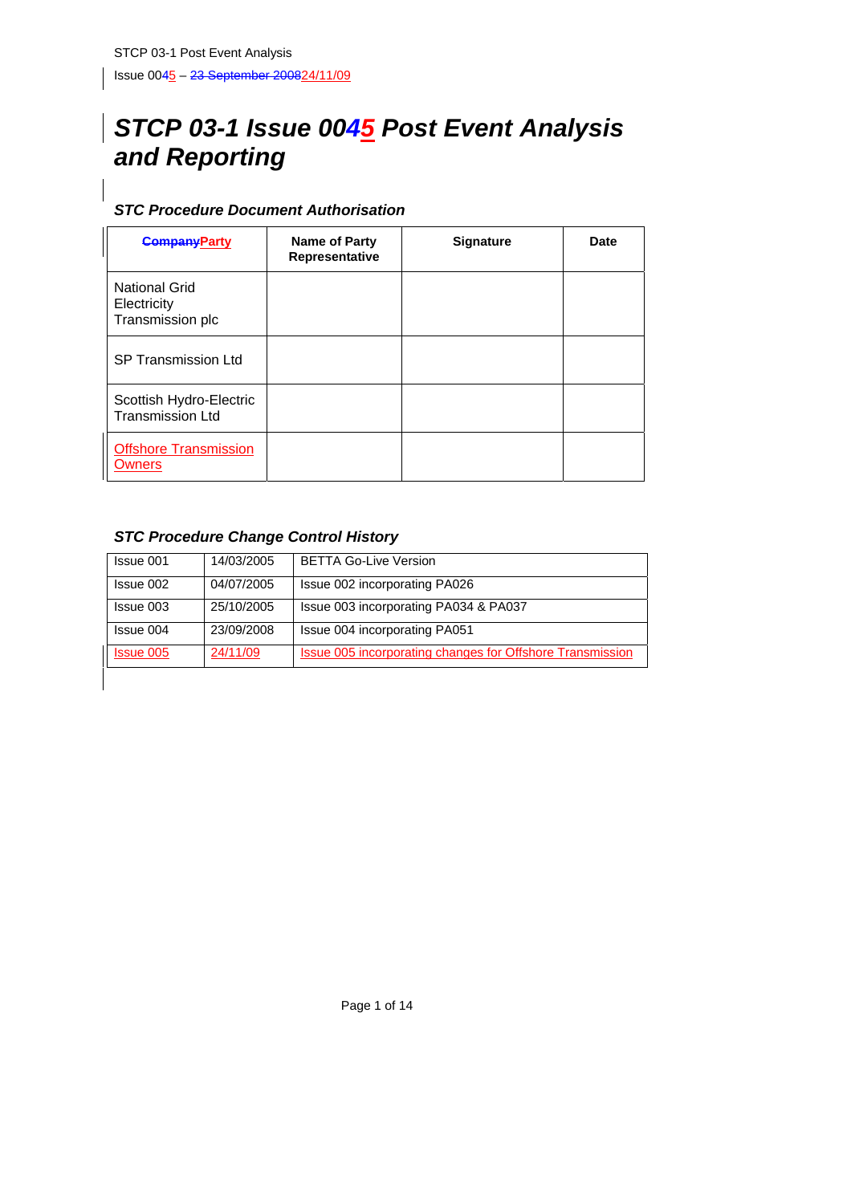# STCP 03-1 Issue 0045 Post Event Analysis and Reporting

### STC Procedure Document Authorisation

| CompanyParty | Name of Party Representative | Signature | Date |
|---|---|---|---|
| National Grid Electricity Transmission plc | | | |
| SP Transmission Ltd | | | |
| Scottish Hydro-Electric Transmission Ltd | | | |
| Offshore Transmission Owners | | | |

### STC Procedure Change Control History

| Issue 001 | 14/03/2005 | BETTA Go-Live Version |
|---|---|---|
| Issue 002 | 04/07/2005 | Issue 002 incorporating PA026 |
| Issue 003 | 25/10/2005 | Issue 003 incorporating PA034 & PA037 |
| Issue 004 | 23/09/2008 | Issue 004 incorporating PA051 |
| Issue 005 | 24/11/09 | Issue 005 incorporating changes for Offshore Transmission |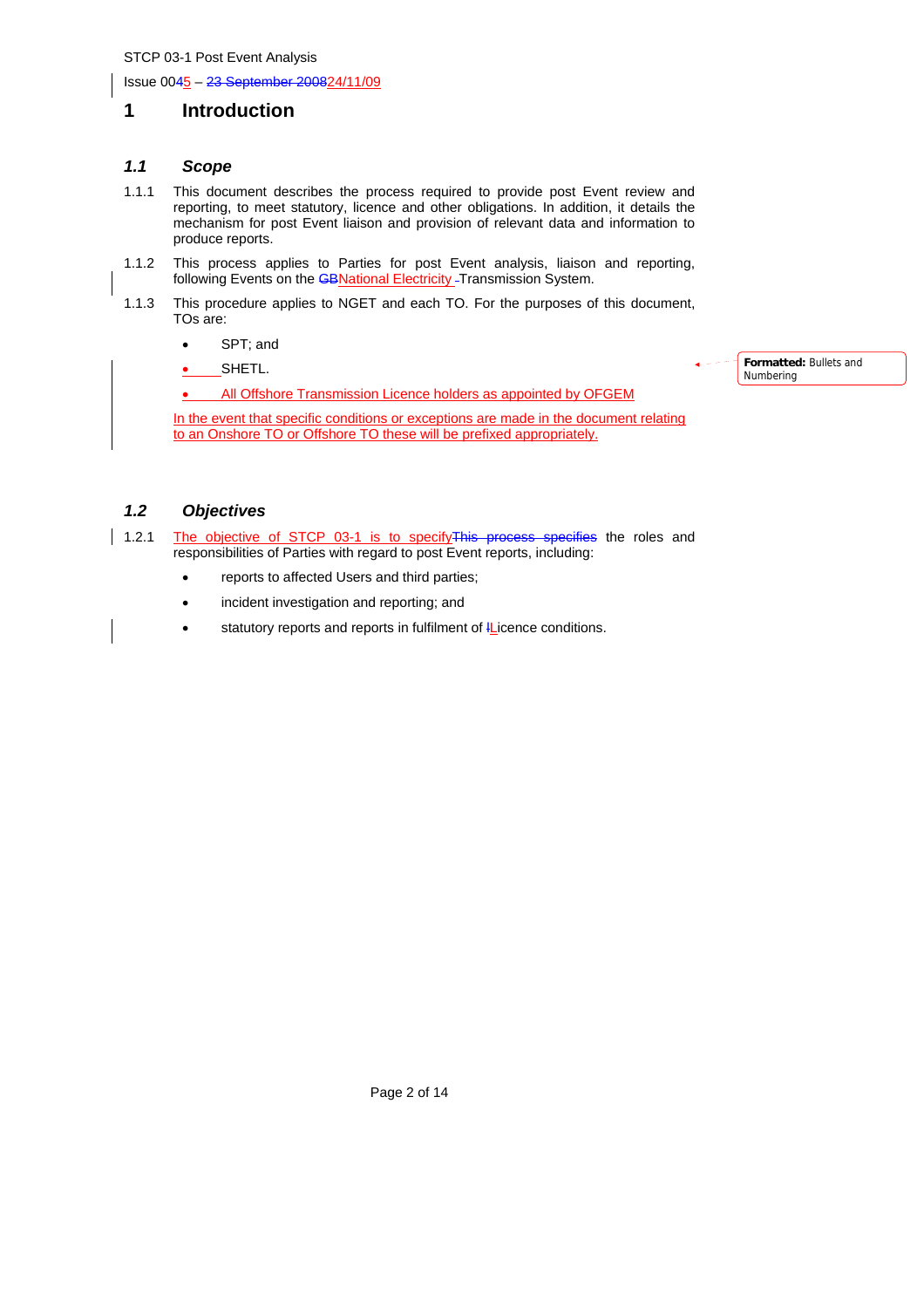STCP 03-1 Post Event Analysis

Issue 0045 – 23 September 200824/11/09

# 1 Introduction

## *1.1 Scope*

1.1.1 This document describes the process required to provide post Event review and reporting, to meet statutory, licence and other obligations. In addition, it details the mechanism for post Event liaison and provision of relevant data and information to produce reports.

1.1.2 This process applies to Parties for post Event analysis, liaison and reporting, following Events on the GBNational Electricity Transmission System.

1.1.3 This procedure applies to NGET and each TO. For the purposes of this document, TOs are:

- SPT; and
- SHETL.
- All Offshore Transmission Licence holders as appointed by OFGEM

In the event that specific conditions or exceptions are made in the document relating to an Onshore TO or Offshore TO these will be prefixed appropriately.

**Formatted:** Bullets and Numbering

## *1.2 Objectives*

1.2.1 The objective of STCP 03-1 is to specifyThis process specifies the roles and responsibilities of Parties with regard to post Event reports, including:

- reports to affected Users and third parties;
- incident investigation and reporting; and
- statutory reports and reports in fulfilment of lLicence conditions.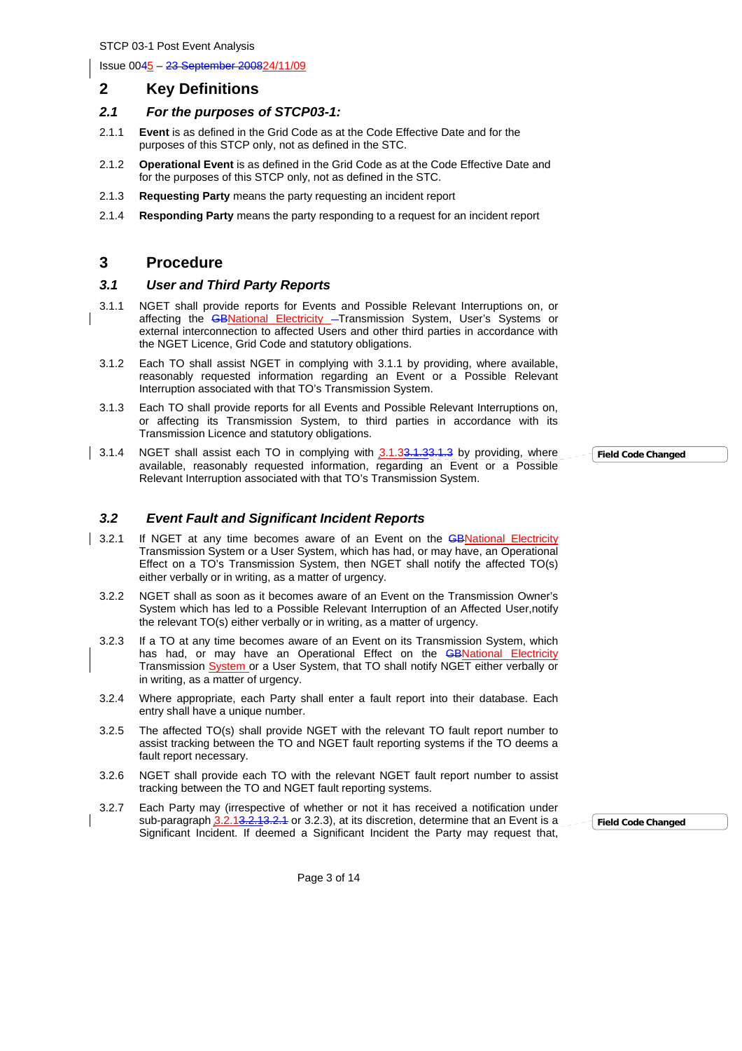## 2 Key Definitions

### 2.1 *For the purposes of STCP03-1:*

2.1.1 **Event** is as defined in the Grid Code as at the Code Effective Date and for the purposes of this STCP only, not as defined in the STC.

2.1.2 **Operational Event** is as defined in the Grid Code as at the Code Effective Date and for the purposes of this STCP only, not as defined in the STC.

2.1.3 **Requesting Party** means the party requesting an incident report

2.1.4 **Responding Party** means the party responding to a request for an incident report

## 3 Procedure

### 3.1 *User and Third Party Reports*

3.1.1 NGET shall provide reports for Events and Possible Relevant Interruptions on, or affecting the National Electricity Transmission System, User's Systems or external interconnection to affected Users and other third parties in accordance with the NGET Licence, Grid Code and statutory obligations.

3.1.2 Each TO shall assist NGET in complying with 3.1.1 by providing, where available, reasonably requested information regarding an Event or a Possible Relevant Interruption associated with that TO's Transmission System.

3.1.3 Each TO shall provide reports for all Events and Possible Relevant Interruptions on, or affecting its Transmission System, to third parties in accordance with its Transmission Licence and statutory obligations.

3.1.4 NGET shall assist each TO in complying with 3.1.3 by providing, where available, reasonably requested information, regarding an Event or a Possible Relevant Interruption associated with that TO's Transmission System.

### 3.2 *Event Fault and Significant Incident Reports*

3.2.1 If NGET at any time becomes aware of an Event on the National Electricity Transmission System or a User System, which has had, or may have, an Operational Effect on a TO's Transmission System, then NGET shall notify the affected TO(s) either verbally or in writing, as a matter of urgency.

3.2.2 NGET shall as soon as it becomes aware of an Event on the Transmission Owner's System which has led to a Possible Relevant Interruption of an Affected User,notify the relevant TO(s) either verbally or in writing, as a matter of urgency.

3.2.3 If a TO at any time becomes aware of an Event on its Transmission System, which has had, or may have an Operational Effect on the National Electricity Transmission System or a User System, that TO shall notify NGET either verbally or in writing, as a matter of urgency.

3.2.4 Where appropriate, each Party shall enter a fault report into their database. Each entry shall have a unique number.

3.2.5 The affected TO(s) shall provide NGET with the relevant TO fault report number to assist tracking between the TO and NGET fault reporting systems if the TO deems a fault report necessary.

3.2.6 NGET shall provide each TO with the relevant NGET fault report number to assist tracking between the TO and NGET fault reporting systems.

3.2.7 Each Party may (irrespective of whether or not it has received a notification under sub-paragraph 3.2.1 or 3.2.3), at its discretion, determine that an Event is a Significant Incident. If deemed a Significant Incident the Party may request that,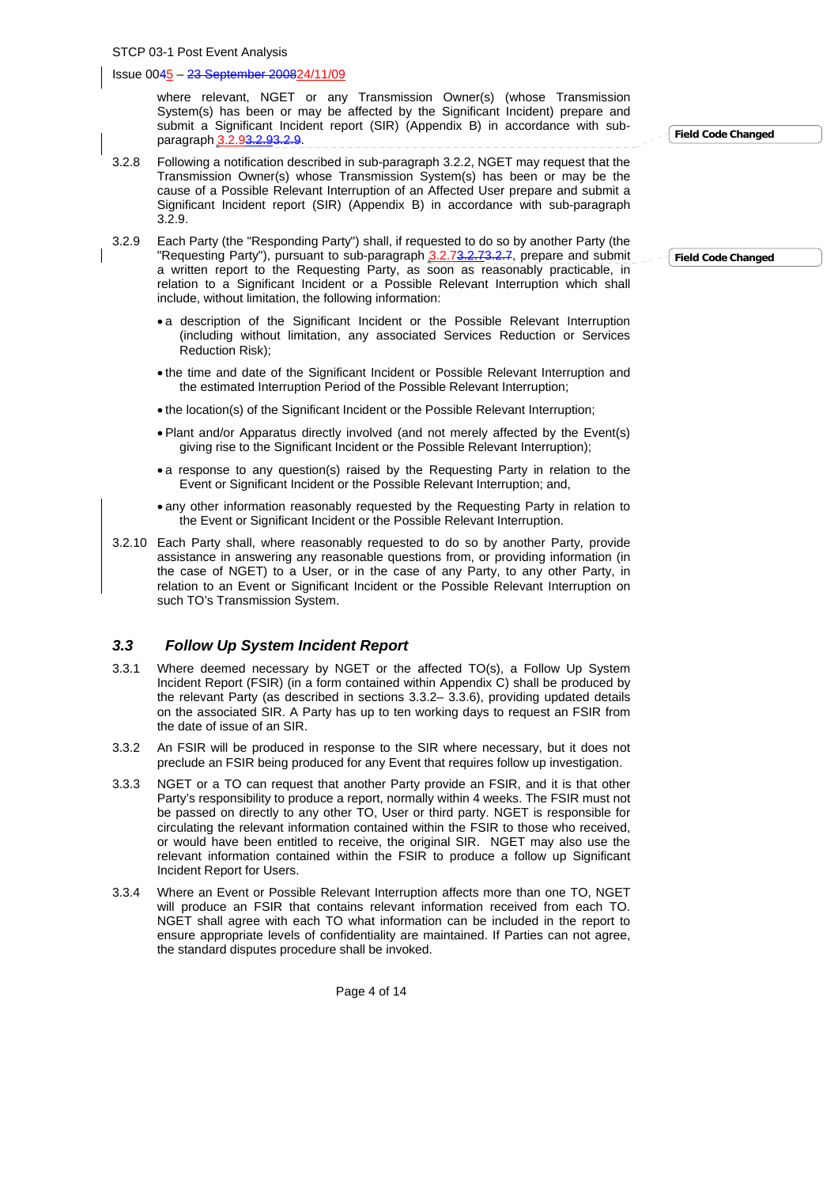where relevant, NGET or any Transmission Owner(s) (whose Transmission System(s) has been or may be affected by the Significant Incident) prepare and submit a Significant Incident report (SIR) (Appendix B) in accordance with sub-paragraph 3.2.9.

3.2.8 Following a notification described in sub-paragraph 3.2.2, NGET may request that the Transmission Owner(s) whose Transmission System(s) has been or may be the cause of a Possible Relevant Interruption of an Affected User prepare and submit a Significant Incident report (SIR) (Appendix B) in accordance with sub-paragraph 3.2.9.

3.2.9 Each Party (the "Responding Party") shall, if requested to do so by another Party (the "Requesting Party"), pursuant to sub-paragraph 3.2.7, prepare and submit a written report to the Requesting Party, as soon as reasonably practicable, in relation to a Significant Incident or a Possible Relevant Interruption which shall include, without limitation, the following information:

- a description of the Significant Incident or the Possible Relevant Interruption (including without limitation, any associated Services Reduction or Services Reduction Risk);
- the time and date of the Significant Incident or Possible Relevant Interruption and the estimated Interruption Period of the Possible Relevant Interruption;
- the location(s) of the Significant Incident or the Possible Relevant Interruption;
- Plant and/or Apparatus directly involved (and not merely affected by the Event(s) giving rise to the Significant Incident or the Possible Relevant Interruption);
- a response to any question(s) raised by the Requesting Party in relation to the Event or Significant Incident or the Possible Relevant Interruption; and,
- any other information reasonably requested by the Requesting Party in relation to the Event or Significant Incident or the Possible Relevant Interruption.

3.2.10 Each Party shall, where reasonably requested to do so by another Party, provide assistance in answering any reasonable questions from, or providing information (in the case of NGET) to a User, or in the case of any Party, to any other Party, in relation to an Event or Significant Incident or the Possible Relevant Interruption on such TO's Transmission System.

## *3.3 Follow Up System Incident Report*

3.3.1 Where deemed necessary by NGET or the affected TO(s), a Follow Up System Incident Report (FSIR) (in a form contained within Appendix C) shall be produced by the relevant Party (as described in sections 3.3.2– 3.3.6), providing updated details on the associated SIR. A Party has up to ten working days to request an FSIR from the date of issue of an SIR.

3.3.2 An FSIR will be produced in response to the SIR where necessary, but it does not preclude an FSIR being produced for any Event that requires follow up investigation.

3.3.3 NGET or a TO can request that another Party provide an FSIR, and it is that other Party's responsibility to produce a report, normally within 4 weeks. The FSIR must not be passed on directly to any other TO, User or third party. NGET is responsible for circulating the relevant information contained within the FSIR to those who received, or would have been entitled to receive, the original SIR. NGET may also use the relevant information contained within the FSIR to produce a follow up Significant Incident Report for Users.

3.3.4 Where an Event or Possible Relevant Interruption affects more than one TO, NGET will produce an FSIR that contains relevant information received from each TO. NGET shall agree with each TO what information can be included in the report to ensure appropriate levels of confidentiality are maintained. If Parties can not agree, the standard disputes procedure shall be invoked.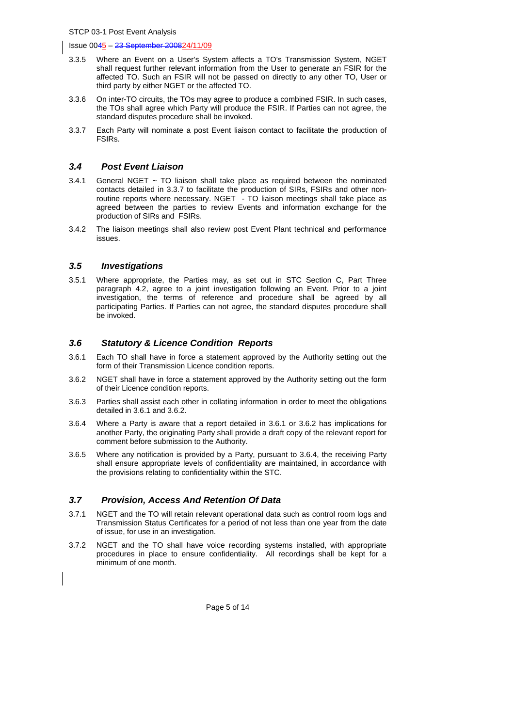3.3.5 Where an Event on a User's System affects a TO's Transmission System, NGET shall request further relevant information from the User to generate an FSIR for the affected TO. Such an FSIR will not be passed on directly to any other TO, User or third party by either NGET or the affected TO.

3.3.6 On inter-TO circuits, the TOs may agree to produce a combined FSIR. In such cases, the TOs shall agree which Party will produce the FSIR. If Parties can not agree, the standard disputes procedure shall be invoked.

3.3.7 Each Party will nominate a post Event liaison contact to facilitate the production of FSIRs.

### *3.4 Post Event Liaison*

3.4.1 General NGET ~ TO liaison shall take place as required between the nominated contacts detailed in 3.3.7 to facilitate the production of SIRs, FSIRs and other non-routine reports where necessary. NGET - TO liaison meetings shall take place as agreed between the parties to review Events and information exchange for the production of SIRs and FSIRs.

3.4.2 The liaison meetings shall also review post Event Plant technical and performance issues.

### *3.5 Investigations*

3.5.1 Where appropriate, the Parties may, as set out in STC Section C, Part Three paragraph 4.2, agree to a joint investigation following an Event. Prior to a joint investigation, the terms of reference and procedure shall be agreed by all participating Parties. If Parties can not agree, the standard disputes procedure shall be invoked.

### *3.6 Statutory & Licence Condition Reports*

3.6.1 Each TO shall have in force a statement approved by the Authority setting out the form of their Transmission Licence condition reports.

3.6.2 NGET shall have in force a statement approved by the Authority setting out the form of their Licence condition reports.

3.6.3 Parties shall assist each other in collating information in order to meet the obligations detailed in 3.6.1 and 3.6.2.

3.6.4 Where a Party is aware that a report detailed in 3.6.1 or 3.6.2 has implications for another Party, the originating Party shall provide a draft copy of the relevant report for comment before submission to the Authority.

3.6.5 Where any notification is provided by a Party, pursuant to 3.6.4, the receiving Party shall ensure appropriate levels of confidentiality are maintained, in accordance with the provisions relating to confidentiality within the STC.

### *3.7 Provision, Access And Retention Of Data*

3.7.1 NGET and the TO will retain relevant operational data such as control room logs and Transmission Status Certificates for a period of not less than one year from the date of issue, for use in an investigation.

3.7.2 NGET and the TO shall have voice recording systems installed, with appropriate procedures in place to ensure confidentiality. All recordings shall be kept for a minimum of one month.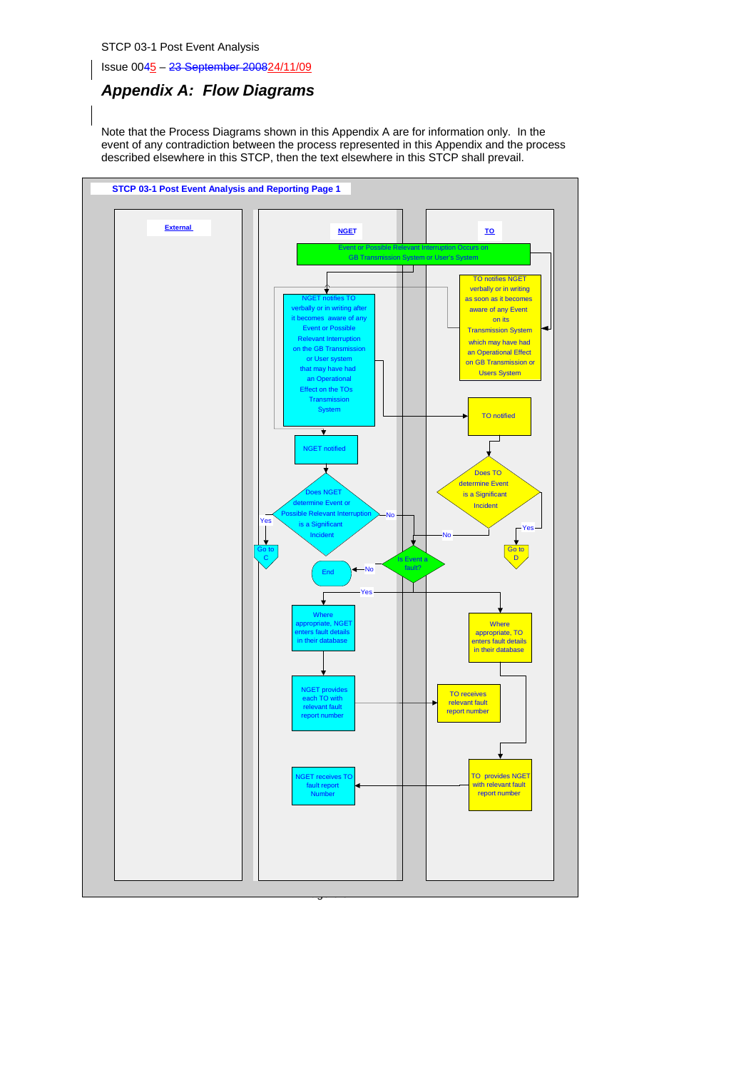## Appendix A: Flow Diagrams

Note that the Process Diagrams shown in this Appendix A are for information only. In the event of any contradiction between the process represented in this Appendix and the process described elsewhere in this STCP, then the text elsewhere in this STCP shall prevail.

**STCP 03-1 Post Event Analysis and Reporting Page 1**

External | NGET | TO

- Event or Possible Relevant Interruption Occurs on GB Transmission System or User's System
- NGET notifies TO verbally or in writing after it becomes aware of any Event or Possible Relevant Interruption on the GB Transmission or User system that may have had an Operational Effect on the TOs Transmission System
- TO notifies NGET verbally or in writing as soon as it becomes aware of any Event on its Transmission System which may have had an Operational Effect on GB Transmission or Users System
- TO notified
- NGET notified
- Does NGET determine Event or Possible Relevant Interruption is a Significant Incident
  - Yes → Go to C
  - No → Is Event a fault?
- Does TO determine Event is a Significant Incident
  - Yes → Go to D
  - No → Is Event a fault?
- Is Event a fault?
  - No → End
  - Yes → Where appropriate, NGET enters fault details in their database; Where appropriate, TO enters fault details in their database
- NGET provides each TO with relevant fault report number → TO receives relevant fault report number
- TO provides NGET with relevant fault report number → NGET receives TO fault report Number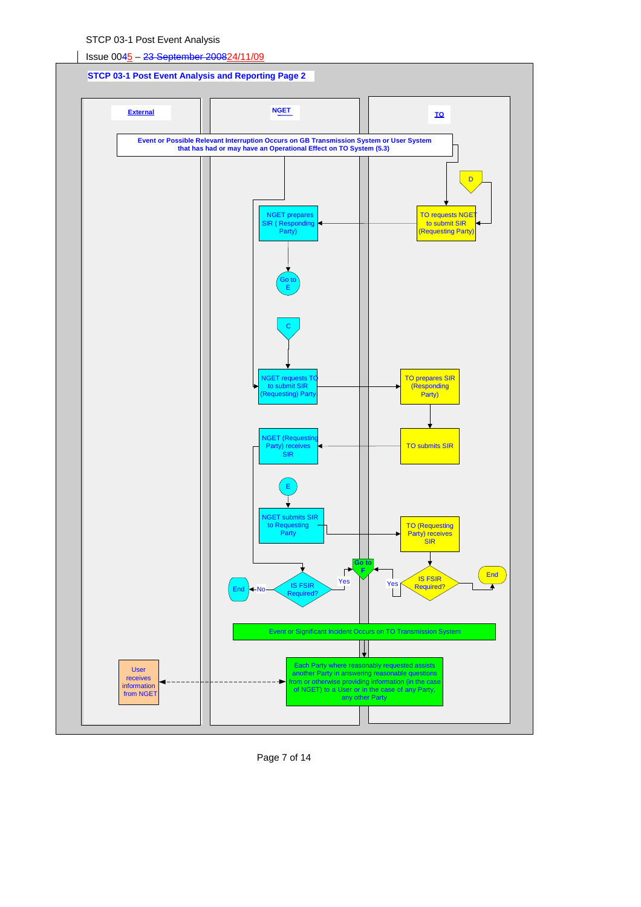**STCP 03-1 Post Event Analysis and Reporting Page 2**

**External** | **NGET** | **TO**

**Event or Possible Relevant Interruption Occurs on GB Transmission System or User System that has had or may have an Operational Effect on TO System (5.3)**

D

TO requests NGET to submit SIR (Requesting Party)

NGET prepares SIR ( Responding Party)

Go to E

C

NGET requests TO to submit SIR (Requesting) Party

TO prepares SIR (Responding Party)

TO submits SIR

NGET (Requesting Party) receives SIR

E

NGET submits SIR to Requesting Party

TO (Requesting Party) receives SIR

IS FSIR Required?

Yes

Go to F

Yes

IS FSIR Required?

End

No

End

Event or Significant Incident Occurs on TO Transmission System

Each Party where reasonably requested assists another Party in answering reasonable questions from or otherwise providing information (in the case of NGET) to a User or in the case of any Party, any other Party

User receives information from NGET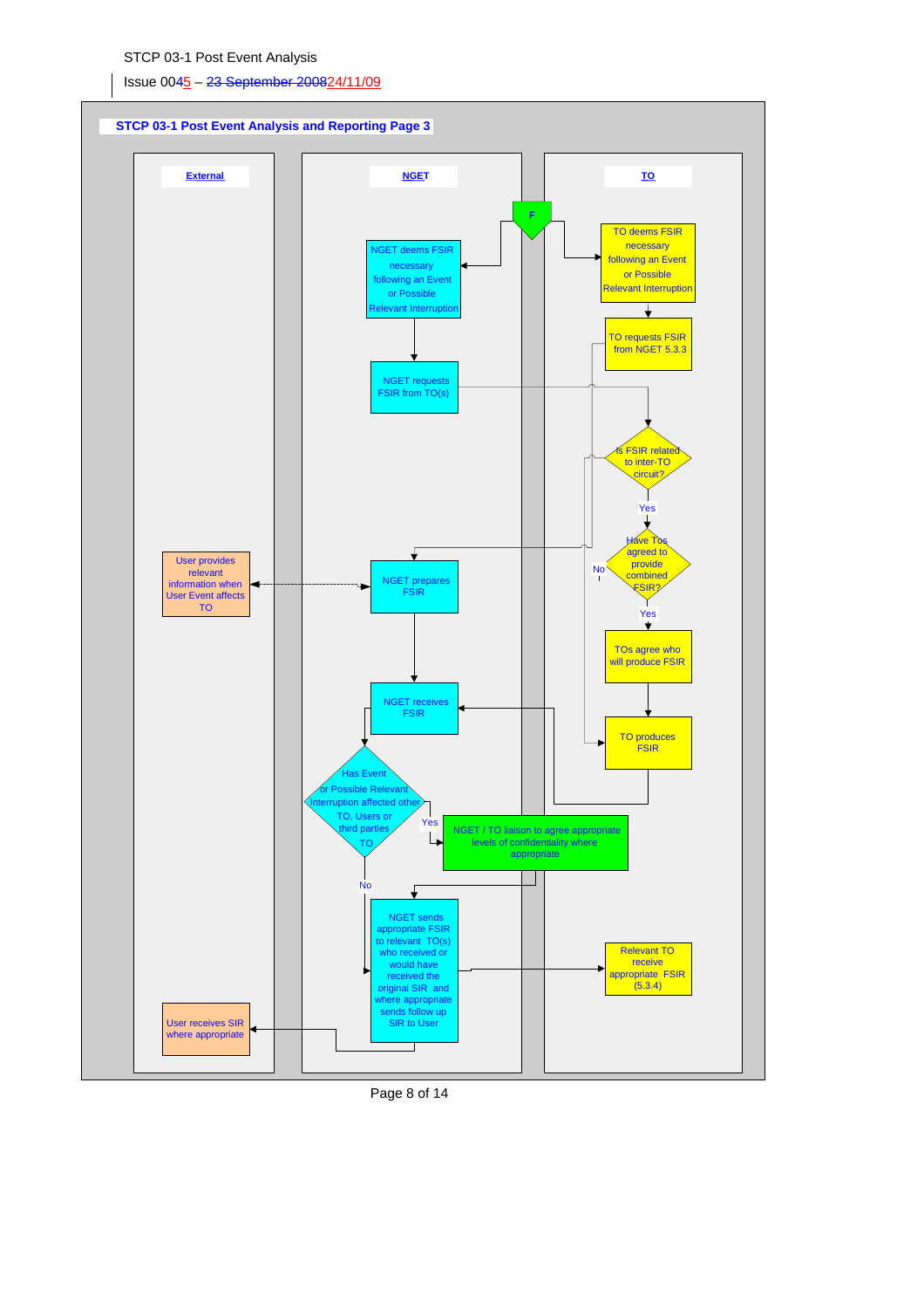STCP 03-1 Post Event Analysis

Issue 0045 – 23 September 200824/11/09

**STCP 03-1 Post Event Analysis and Reporting Page 3**

| External | NGET | TO |
|---|---|---|
| | F | |
| | NGET deems FSIR necessary following an Event or Possible Relevant Interruption | TO deems FSIR necessary following an Event or Possible Relevant Interruption |
| | NGET requests FSIR from TO(s) | TO requests FSIR from NGET 5.3.3 |
| | | Is FSIR related to inter-TO circuit? Yes → |
| | | Have TOs agreed to provide combined FSIR? No / Yes → |
| User provides relevant information when User Event affects TO | NGET prepares FSIR | TOs agree who will produce FSIR |
| | NGET receives FSIR | TO produces FSIR |
| | Has Event or Possible Relevant Interruption affected other TO, Users or third parties TO? Yes → NGET / TO liaison to agree appropriate levels of confidentiality where appropriate; No → | |
| | NGET sends appropriate FSIR to relevant TO(s) who received or would have received the original SIR and where appropriate sends follow up SIR to User | Relevant TO receive appropriate FSIR (5.3.4) |
| User receives SIR where appropriate | | |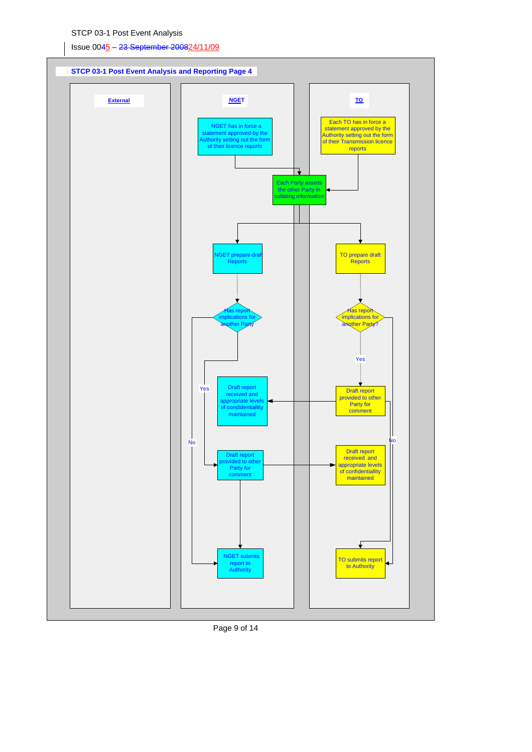STCP 03-1 Post Event Analysis

Issue ~~004~~5 – ~~23 September 2008~~24/11/09

## STCP 03-1 Post Event Analysis and Reporting Page 4

**External**

**NGET**

- NGET has in force a statement approved by the Authority setting out the form of their licence reports
- Each Party assists the other Party in collating information
- NGET prepare draft Reports
- Has report implications for another Party
  - Yes: Draft report provided to other Party for comment → NGET submits report to Authority
  - No: NGET submits report to Authority
- Draft report received and appropriate levels of condidentiallity maintained

**TO**

- Each TO has in force a statement approved by the Authority setting out the form of their Transmission licence reports
- TO prepare draft Reports
- Has report implications for another Party?
  - Yes: Draft report provided to other Party for comment → TO submits report to Authority
  - No: TO submits report to Authority
- Draft report received and appropriate levels of confidentiallity maintained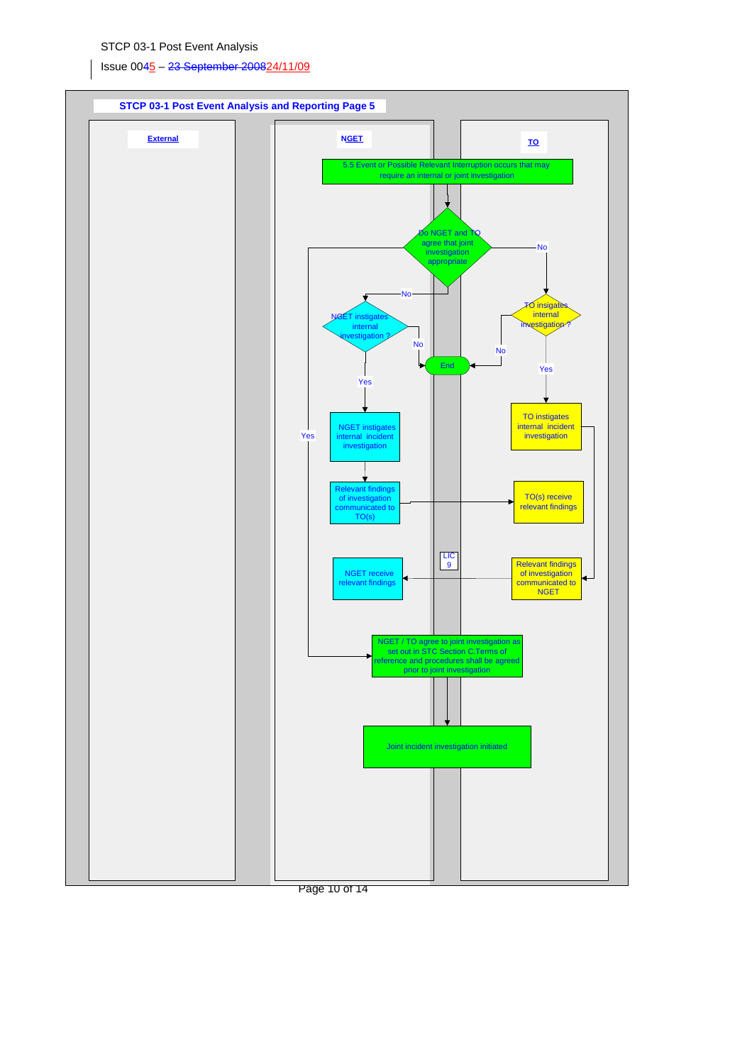## STCP 03-1 Post Event Analysis and Reporting Page 5

**External** | **NGET** | **TO**

5.5 Event or Possible Relevant Interruption occurs that may require an internal or joint investigation

Do NGET and TO agree that joint investigation appropriate

- Yes → NGET / TO agree to joint investigation as set out in STC Section C.Terms of reference and procedures shall be agreed prior to joint investigation → Joint incident investigation initiated
- No (NGET) → NGET instigates internal investigation ?
  - No → End
  - Yes → NGET instigates internal incident investigation → Relevant findings of investigation communicated to TO(s) → TO(s) receive relevant findings
- No (TO) → TO insigates internal investigation ?
  - No → End
  - Yes → TO instigates internal incident investigation → Relevant findings of investigation communicated to NGET → (LIC 9) → NGET receive relevant findings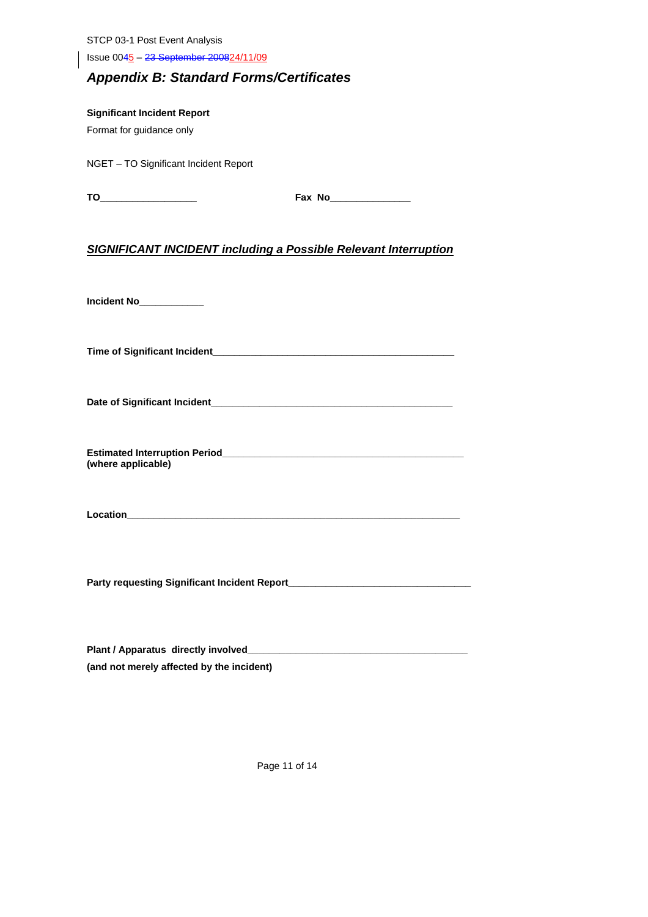## *Appendix B: Standard Forms/Certificates*

**Significant Incident Report**

Format for guidance only

NGET – TO Significant Incident Report

**TO**__________________ **Fax No**_______________

***SIGNIFICANT INCIDENT including a Possible Relevant Interruption***

**Incident No**____________

**Time of Significant Incident**_____________________________________________

**Date of Significant Incident**_____________________________________________

**Estimated Interruption Period**_____________________________________________
**(where applicable)**

**Location**______________________________________________________________

**Party requesting Significant Incident Report**__________________________________

**Plant / Apparatus directly involved**_________________________________________

**(and not merely affected by the incident)**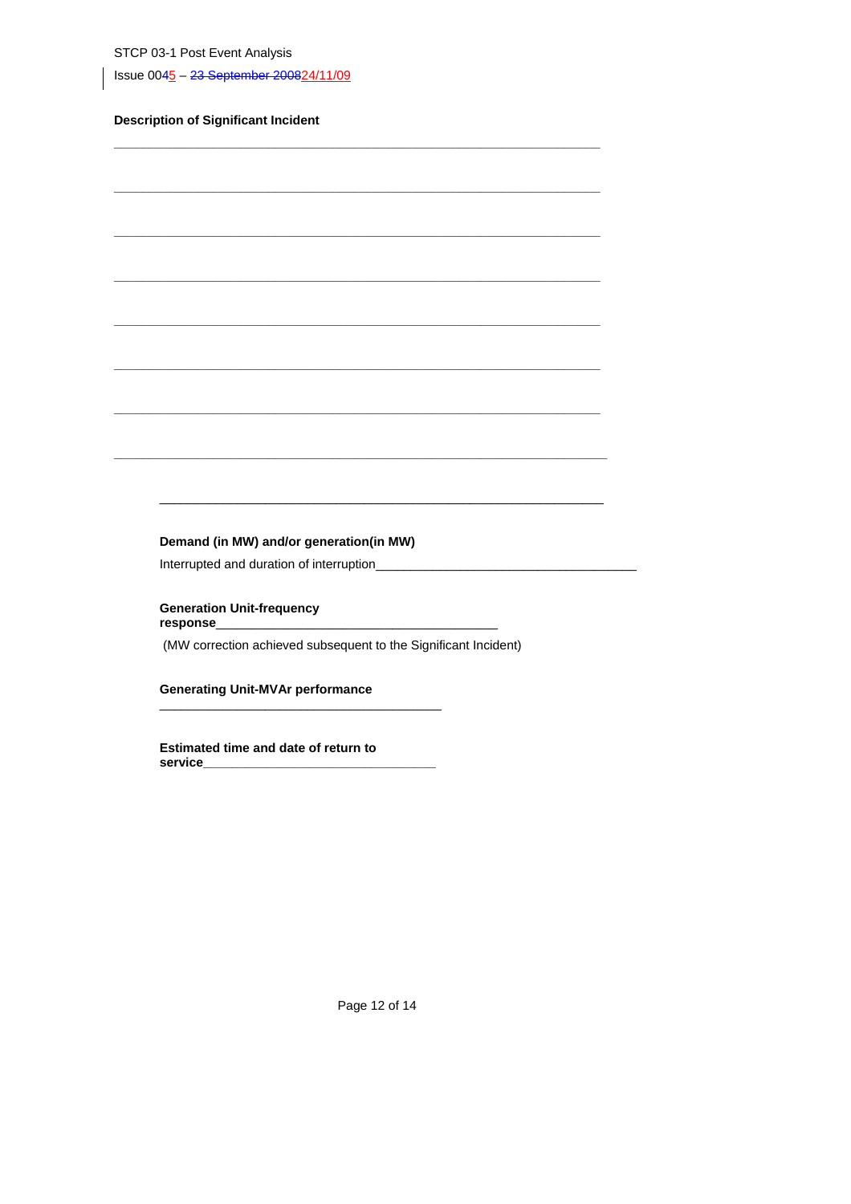**Description of Significant Incident**

_______________________________________________________________

_______________________________________________________________

_______________________________________________________________

_______________________________________________________________

_______________________________________________________________

_______________________________________________________________

_______________________________________________________________

_______________________________________________________________

_______________________________________________________________

**Demand (in MW) and/or generation(in MW)**

Interrupted and duration of interruption_________________________________

**Generation Unit-frequency response**________________________________

(MW correction achieved subsequent to the Significant Incident)

**Generating Unit-MVAr performance** ________________________________

**Estimated time and date of return to service**____________________________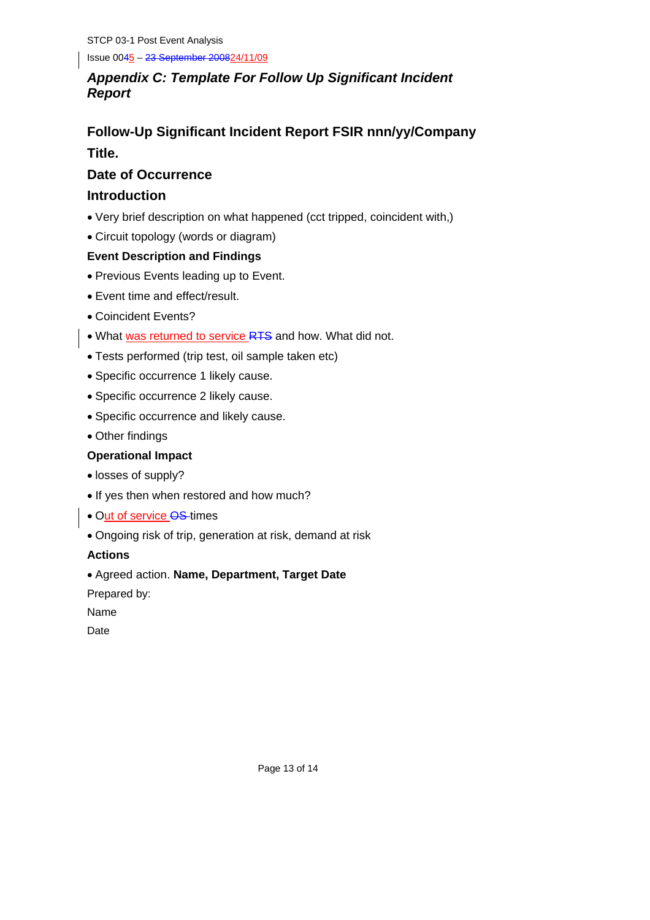## *Appendix C: Template For Follow Up Significant Incident Report*

### Follow-Up Significant Incident Report FSIR nnn/yy/Company

### Title.

### Date of Occurrence

### Introduction

- Very brief description on what happened (cct tripped, coincident with,)
- Circuit topology (words or diagram)

**Event Description and Findings**

- Previous Events leading up to Event.
- Event time and effect/result.
- Coincident Events?
- What was returned to service ~~RTS~~ and how. What did not.
- Tests performed (trip test, oil sample taken etc)
- Specific occurrence 1 likely cause.
- Specific occurrence 2 likely cause.
- Specific occurrence and likely cause.
- Other findings

**Operational Impact**

- losses of supply?
- If yes then when restored and how much?
- Out of service ~~OS~~ times
- Ongoing risk of trip, generation at risk, demand at risk

**Actions**

- Agreed action. **Name, Department, Target Date**

Prepared by:

Name

Date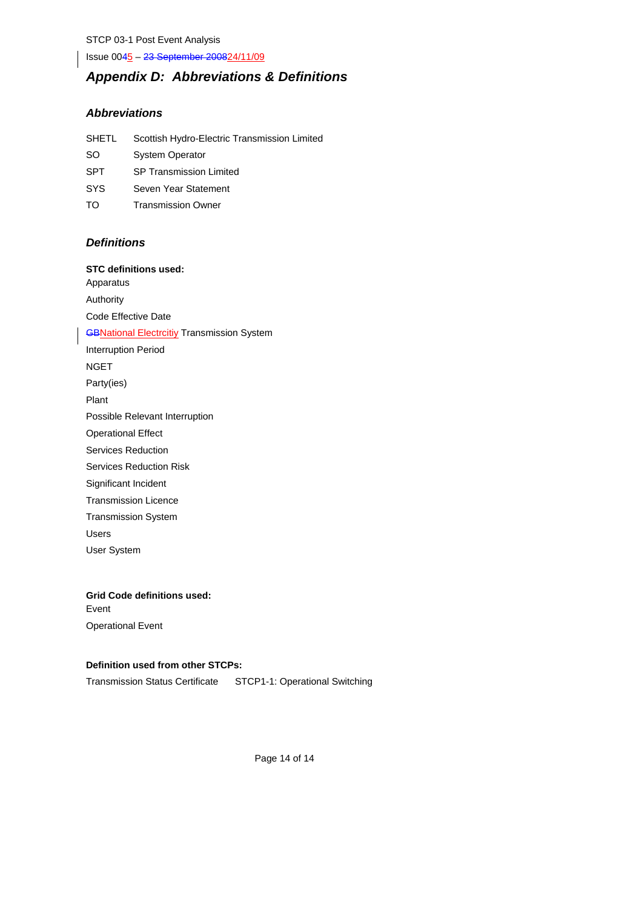## Appendix D: Abbreviations & Definitions

### Abbreviations

| | |
|---|---|
| SHETL | Scottish Hydro-Electric Transmission Limited |
| SO | System Operator |
| SPT | SP Transmission Limited |
| SYS | Seven Year Statement |
| TO | Transmission Owner |

### Definitions

**STC definitions used:**

Apparatus

Authority

Code Effective Date

GBNational Electrcitiy Transmission System

Interruption Period

NGET

Party(ies)

Plant

Possible Relevant Interruption

Operational Effect

Services Reduction

Services Reduction Risk

Significant Incident

Transmission Licence

Transmission System

Users

User System

**Grid Code definitions used:**

Event

Operational Event

**Definition used from other STCPs:**

| | |
|---|---|
| Transmission Status Certificate | STCP1-1: Operational Switching |